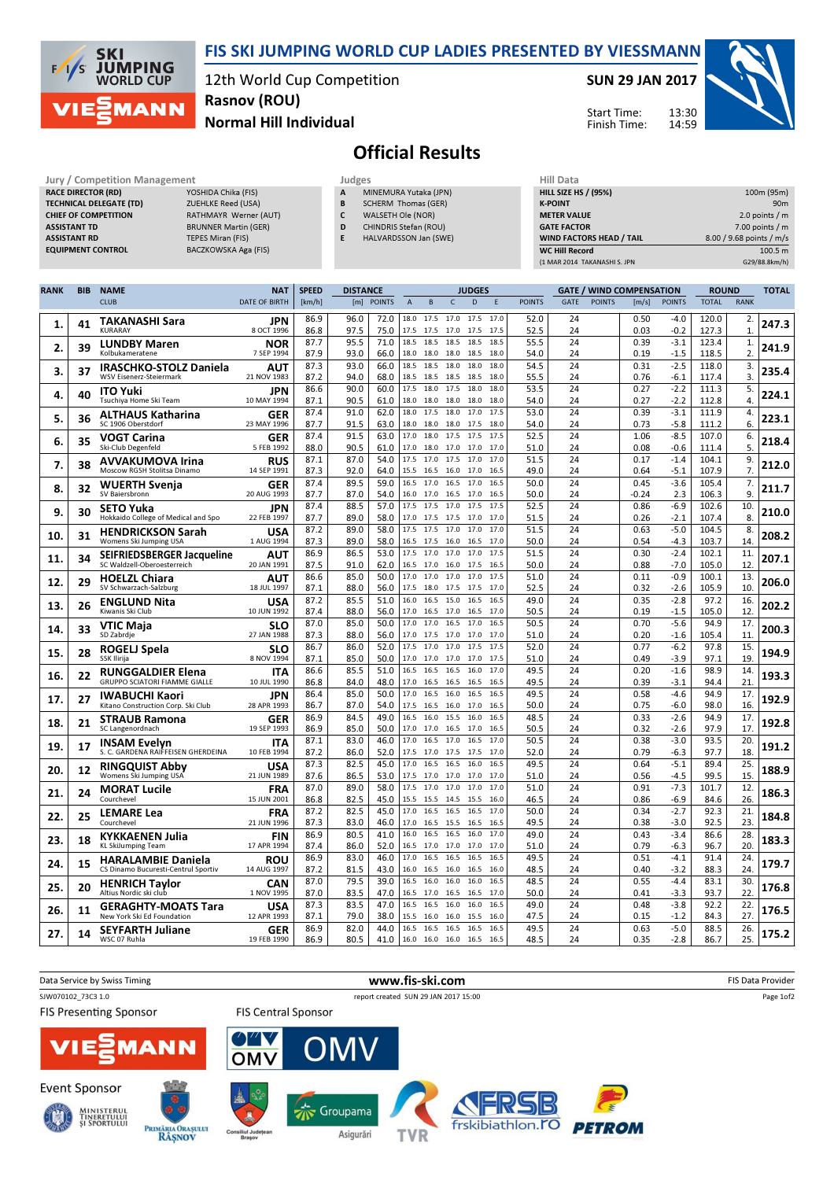# FIS SKI JUMPING WORLD CUP LADIES PRESENTED BY VIESSMANN

12th World Cup Competition
Rasnov (ROU)
Normal Hill Individual

SUN 29 JAN 2017

Start Time: 13:30
Finish Time: 14:59

## Official Results

| Jury / Competition Management | |
|---|---|
| RACE DIRECTOR (RD) | YOSHIDA Chika (FIS) |
| TECHNICAL DELEGATE (TD) | ZUEHLKE Reed (USA) |
| CHIEF OF COMPETITION | RATHMAYR Werner (AUT) |
| ASSISTANT TD | BRUNNER Martin (GER) |
| ASSISTANT RD | TEPES Miran (FIS) |
| EQUIPMENT CONTROL | BACZKOWSKA Aga (FIS) |

| Judges | |
|---|---|
| A | MINEMURA Yutaka (JPN) |
| B | SCHERM Thomas (GER) |
| C | WALSETH Ole (NOR) |
| D | CHINDRIS Stefan (ROU) |
| E | HALVARDSSON Jan (SWE) |

| Hill Data | |
|---|---|
| HILL SIZE HS / (95%) | 100m (95m) |
| K-POINT | 90m |
| METER VALUE | 2.0 points / m |
| GATE FACTOR | 7.00 points / m |
| WIND FACTORS HEAD / TAIL | 8.00 / 9.68 points / m/s |
| WC Hill Record | 100.5 m |
| (1 MAR 2014 TAKANASHI S. JPN | G29/88.8km/h) |

| RANK | BIB | NAME / CLUB | NAT / DATE OF BIRTH | SPEED [km/h] | DISTANCE [m] | DISTANCE POINTS | A | B | C | D | E | JUDGES POINTS | GATE | GATE POINTS | WIND [m/s] | WIND POINTS | ROUND TOTAL | ROUND RANK | TOTAL |
|---|---|---|---|---|---|---|---|---|---|---|---|---|---|---|---|---|---|---|---|
| 1. | 41 | TAKANASHI Sara | JPN | 86.9 | 96.0 | 72.0 | 18.0 | 17.5 | 17.0 | 17.5 | 17.0 | 52.0 | 24 | | 0.50 | -4.0 | 120.0 | 2. | 247.3 |
| | | KURARAY | 8 OCT 1996 | 86.8 | 97.5 | 75.0 | 17.5 | 17.5 | 17.0 | 17.5 | 17.5 | 52.5 | 24 | | 0.03 | -0.2 | 127.3 | 1. | |
| 2. | 39 | LUNDBY Maren | NOR | 87.7 | 95.5 | 71.0 | 18.5 | 18.5 | 18.5 | 18.5 | 18.5 | 55.5 | 24 | | 0.39 | -3.1 | 123.4 | 1. | 241.9 |
| | | Kolbukameratene | 7 SEP 1994 | 87.9 | 93.0 | 66.0 | 18.0 | 18.0 | 18.0 | 18.5 | 18.0 | 54.0 | 24 | | 0.19 | -1.5 | 118.5 | 2. | |
| 3. | 37 | IRASCHKO-STOLZ Daniela | AUT | 87.3 | 93.0 | 66.0 | 18.5 | 18.5 | 18.0 | 18.0 | 18.0 | 54.5 | 24 | | 0.31 | -2.5 | 118.0 | 3. | 235.4 |
| | | WSV Eisenerz-Steiermark | 21 NOV 1983 | 87.2 | 94.0 | 68.0 | 18.5 | 18.5 | 18.5 | 18.5 | 18.0 | 55.5 | 24 | | 0.76 | -6.1 | 117.4 | 3. | |
| 4. | 40 | ITO Yuki | JPN | 86.6 | 90.0 | 60.0 | 17.5 | 18.0 | 17.5 | 18.0 | 18.0 | 53.5 | 24 | | 0.27 | -2.2 | 111.3 | 5. | 224.1 |
| | | Tsuchiya Home Ski Team | 10 MAY 1994 | 87.1 | 90.5 | 61.0 | 18.0 | 18.0 | 18.0 | 18.0 | 18.0 | 54.0 | 24 | | 0.27 | -2.2 | 112.8 | 4. | |
| 5. | 36 | ALTHAUS Katharina | GER | 87.4 | 91.0 | 62.0 | 18.0 | 17.5 | 18.0 | 17.0 | 17.5 | 53.0 | 24 | | 0.39 | -3.1 | 111.9 | 4. | 223.1 |
| | | SC 1906 Oberstdorf | 23 MAY 1996 | 87.7 | 91.5 | 63.0 | 18.0 | 18.0 | 18.0 | 17.5 | 18.0 | 54.0 | 24 | | 0.73 | -5.8 | 111.2 | 6. | |
| 6. | 35 | VOGT Carina | GER | 87.4 | 91.5 | 63.0 | 17.0 | 18.0 | 17.5 | 17.5 | 17.5 | 52.5 | 24 | | 1.06 | -8.5 | 107.0 | 6. | 218.4 |
| | | Ski-Club Degenfeld | 5 FEB 1992 | 88.0 | 90.5 | 61.0 | 17.0 | 18.0 | 17.0 | 17.0 | 17.0 | 51.0 | 24 | | 0.08 | -0.6 | 111.4 | 5. | |
| 7. | 38 | AVVAKUMOVA Irina | RUS | 87.1 | 87.0 | 54.0 | 17.5 | 17.0 | 17.5 | 17.0 | 17.0 | 51.5 | 24 | | 0.17 | -1.4 | 104.1 | 9. | 212.0 |
| | | Moscow RGSH Stolitsa Dinamo | 14 SEP 1991 | 87.3 | 92.0 | 64.0 | 15.5 | 16.5 | 16.0 | 17.0 | 16.5 | 49.0 | 24 | | 0.64 | -5.1 | 107.9 | 7. | |
| 8. | 32 | WUERTH Svenja | GER | 87.4 | 89.5 | 59.0 | 16.5 | 17.0 | 16.5 | 17.0 | 16.5 | 50.0 | 24 | | 0.45 | -3.6 | 105.4 | 7. | 211.7 |
| | | SV Baiersbronn | 20 AUG 1993 | 87.7 | 87.0 | 54.0 | 16.0 | 17.0 | 16.5 | 17.0 | 16.5 | 50.0 | 24 | | -0.24 | 2.3 | 106.3 | 9. | |
| 9. | 30 | SETO Yuka | JPN | 87.4 | 88.5 | 57.0 | 17.5 | 17.5 | 17.0 | 17.5 | 17.5 | 52.5 | 24 | | 0.86 | -6.9 | 102.6 | 10. | 210.0 |
| | | Hokkaido College of Medical and Spo | 22 FEB 1997 | 87.7 | 89.0 | 58.0 | 17.0 | 17.5 | 17.5 | 17.0 | 17.0 | 51.5 | 24 | | 0.26 | -2.1 | 107.4 | 8. | |
| 10. | 31 | HENDRICKSON Sarah | USA | 87.2 | 89.0 | 58.0 | 17.5 | 17.5 | 17.0 | 17.0 | 17.0 | 51.5 | 24 | | 0.63 | -5.0 | 104.5 | 8. | 208.2 |
| | | Womens Ski Jumping USA | 1 AUG 1994 | 87.3 | 89.0 | 58.0 | 16.5 | 17.5 | 16.0 | 16.5 | 17.0 | 50.0 | 24 | | 0.54 | -4.3 | 103.7 | 14. | |
| 11. | 34 | SEIFRIEDSBERGER Jacqueline | AUT | 86.9 | 86.5 | 53.0 | 17.5 | 17.0 | 17.0 | 17.0 | 17.5 | 51.5 | 24 | | 0.30 | -2.4 | 102.1 | 11. | 207.1 |
| | | SC Waldzell-Oberoesterreich | 20 JAN 1991 | 87.5 | 91.0 | 62.0 | 16.5 | 17.0 | 16.0 | 17.5 | 16.5 | 50.0 | 24 | | 0.88 | -7.0 | 105.0 | 12. | |
| 12. | 29 | HOELZL Chiara | AUT | 86.6 | 85.0 | 50.0 | 17.0 | 17.0 | 17.0 | 17.0 | 17.5 | 51.0 | 24 | | 0.11 | -0.9 | 100.1 | 13. | 206.0 |
| | | SV Schwarzach-Salzburg | 18 JUL 1997 | 87.1 | 88.0 | 56.0 | 17.5 | 18.0 | 17.5 | 17.5 | 17.0 | 52.5 | 24 | | 0.32 | -2.6 | 105.9 | 10. | |
| 13. | 26 | ENGLUND Nita | USA | 87.2 | 85.5 | 51.0 | 16.0 | 16.5 | 15.0 | 16.5 | 16.5 | 49.0 | 24 | | 0.35 | -2.8 | 97.2 | 16. | 202.2 |
| | | Kiwanis Ski Club | 10 JUN 1992 | 87.4 | 88.0 | 56.0 | 17.0 | 16.5 | 17.0 | 16.5 | 17.0 | 50.5 | 24 | | 0.19 | -1.5 | 105.0 | 12. | |
| 14. | 33 | VTIC Maja | SLO | 87.0 | 85.0 | 50.0 | 17.0 | 17.0 | 16.5 | 17.0 | 16.5 | 50.5 | 24 | | 0.70 | -5.6 | 94.9 | 17. | 200.3 |
| | | SD Zabrdje | 27 JAN 1988 | 87.3 | 88.0 | 56.0 | 17.0 | 17.5 | 17.0 | 17.0 | 17.0 | 51.0 | 24 | | 0.20 | -1.6 | 105.4 | 11. | |
| 15. | 28 | ROGELJ Spela | SLO | 86.7 | 86.0 | 52.0 | 17.5 | 17.0 | 17.0 | 17.5 | 17.5 | 52.0 | 24 | | 0.77 | -6.2 | 97.8 | 15. | 194.9 |
| | | SSK Ilirija | 8 NOV 1994 | 87.1 | 85.0 | 50.0 | 17.0 | 17.0 | 17.0 | 17.0 | 17.5 | 51.0 | 24 | | 0.49 | -3.9 | 97.1 | 19. | |
| 16. | 22 | RUNGGALDIER Elena | ITA | 86.6 | 85.5 | 51.0 | 16.5 | 16.5 | 16.5 | 16.0 | 17.0 | 49.5 | 24 | | 0.20 | -1.6 | 98.9 | 14. | 193.3 |
| | | GRUPPO SCIATORI FIAMME GIALLE | 10 JUL 1990 | 86.8 | 84.0 | 48.0 | 17.0 | 16.5 | 16.5 | 16.5 | 16.5 | 49.5 | 24 | | 0.39 | -3.1 | 94.4 | 21. | |
| 17. | 27 | IWABUCHI Kaori | JPN | 86.4 | 85.0 | 50.0 | 17.0 | 16.5 | 16.0 | 16.5 | 16.5 | 49.5 | 24 | | 0.58 | -4.6 | 94.9 | 17. | 192.9 |
| | | Kitano Construction Corp. Ski Club | 28 APR 1993 | 86.7 | 87.0 | 54.0 | 17.5 | 16.5 | 16.0 | 17.0 | 16.5 | 50.0 | 24 | | 0.75 | -6.0 | 98.0 | 16. | |
| 18. | 21 | STRAUB Ramona | GER | 86.9 | 84.5 | 49.0 | 16.5 | 16.0 | 15.5 | 16.0 | 16.5 | 48.5 | 24 | | 0.33 | -2.6 | 94.9 | 17. | 192.8 |
| | | SC Langenordnach | 19 SEP 1993 | 86.9 | 85.0 | 50.0 | 17.0 | 17.0 | 16.5 | 17.0 | 16.5 | 50.5 | 24 | | 0.32 | -2.6 | 97.9 | 17. | |
| 19. | 17 | INSAM Evelyn | ITA | 87.1 | 83.0 | 46.0 | 17.0 | 16.5 | 17.0 | 16.5 | 17.0 | 50.5 | 24 | | 0.38 | -3.0 | 93.5 | 20. | 191.2 |
| | | S. C. GARDENA RAIFFEISEN GHERDEINA | 10 FEB 1994 | 87.2 | 86.0 | 52.0 | 17.5 | 17.0 | 17.5 | 17.5 | 17.0 | 52.0 | 24 | | 0.79 | -6.3 | 97.7 | 18. | |
| 20. | 12 | RINGQUIST Abby | USA | 87.3 | 82.5 | 45.0 | 17.0 | 16.5 | 16.5 | 16.0 | 16.5 | 49.5 | 24 | | 0.64 | -5.1 | 89.4 | 25. | 188.9 |
| | | Womens Ski Jumping USA | 21 JUN 1989 | 87.6 | 86.5 | 53.0 | 17.5 | 17.0 | 17.0 | 17.0 | 17.0 | 51.0 | 24 | | 0.56 | -4.5 | 99.5 | 15. | |
| 21. | 24 | MORAT Lucile | FRA | 87.0 | 89.0 | 58.0 | 17.5 | 17.0 | 17.0 | 17.0 | 17.0 | 51.0 | 24 | | 0.91 | -7.3 | 101.7 | 12. | 186.3 |
| | | Courchevel | 15 JUN 2001 | 86.8 | 82.5 | 45.0 | 15.5 | 15.5 | 14.5 | 15.5 | 16.0 | 46.5 | 24 | | 0.86 | -6.9 | 84.6 | 26. | |
| 22. | 25 | LEMARE Lea | FRA | 87.2 | 82.5 | 45.0 | 17.0 | 16.5 | 16.5 | 16.5 | 17.0 | 50.0 | 24 | | 0.34 | -2.7 | 92.3 | 21. | 184.8 |
| | | Courchevel | 21 JUN 1996 | 87.3 | 83.0 | 46.0 | 17.0 | 16.5 | 15.5 | 16.5 | 16.5 | 49.5 | 24 | | 0.38 | -3.0 | 92.5 | 23. | |
| 23. | 18 | KYKKAENEN Julia | FIN | 86.9 | 80.5 | 41.0 | 16.0 | 16.5 | 16.5 | 16.0 | 17.0 | 49.0 | 24 | | 0.43 | -3.4 | 86.6 | 28. | 183.3 |
| | | KL SkiJumping Team | 17 APR 1994 | 87.4 | 86.0 | 52.0 | 16.5 | 17.0 | 17.0 | 17.0 | 17.0 | 51.0 | 24 | | 0.79 | -6.3 | 96.7 | 20. | |
| 24. | 15 | HARALAMBIE Daniela | ROU | 86.9 | 83.0 | 46.0 | 17.0 | 16.5 | 16.5 | 16.5 | 16.5 | 49.5 | 24 | | 0.51 | -4.1 | 91.4 | 24. | 179.7 |
| | | CS Dinamo Bucuresti-Centrul Sportiv | 14 AUG 1997 | 87.2 | 81.5 | 43.0 | 16.0 | 16.5 | 16.0 | 16.5 | 16.0 | 48.5 | 24 | | 0.40 | -3.2 | 88.3 | 24. | |
| 25. | 20 | HENRICH Taylor | CAN | 87.0 | 79.5 | 39.0 | 16.5 | 16.0 | 16.0 | 16.0 | 16.5 | 48.5 | 24 | | 0.55 | -4.4 | 83.1 | 30. | 176.8 |
| | | Altius Nordic ski club | 1 NOV 1995 | 87.0 | 83.5 | 47.0 | 16.5 | 17.0 | 16.5 | 16.5 | 17.0 | 50.0 | 24 | | 0.41 | -3.3 | 93.7 | 22. | |
| 26. | 11 | GERAGHTY-MOATS Tara | USA | 87.3 | 83.5 | 47.0 | 16.5 | 16.5 | 16.0 | 16.0 | 16.5 | 49.0 | 24 | | 0.48 | -3.8 | 92.2 | 22. | 176.5 |
| | | New York Ski Ed Foundation | 12 APR 1993 | 87.1 | 79.0 | 38.0 | 15.5 | 16.0 | 16.0 | 15.5 | 16.0 | 47.5 | 24 | | 0.15 | -1.2 | 84.3 | 27. | |
| 27. | 14 | SEYFARTH Juliane | GER | 86.9 | 82.0 | 44.0 | 16.5 | 16.5 | 16.5 | 16.5 | 16.5 | 49.5 | 24 | | 0.63 | -5.0 | 88.5 | 26. | 175.2 |
| | | WSC 07 Ruhla | 19 FEB 1990 | 86.9 | 80.5 | 41.0 | 16.0 | 16.0 | 16.0 | 16.5 | 16.5 | 48.5 | 24 | | 0.35 | -2.8 | 86.7 | 25. | |

Data Service by Swiss Timing — www.fis-ski.com — FIS Data Provider

SJW070102_73C3 1.0 — report created SUN 29 JAN 2017 15:00

FIS Presenting Sponsor — FIS Central Sponsor — Event Sponsor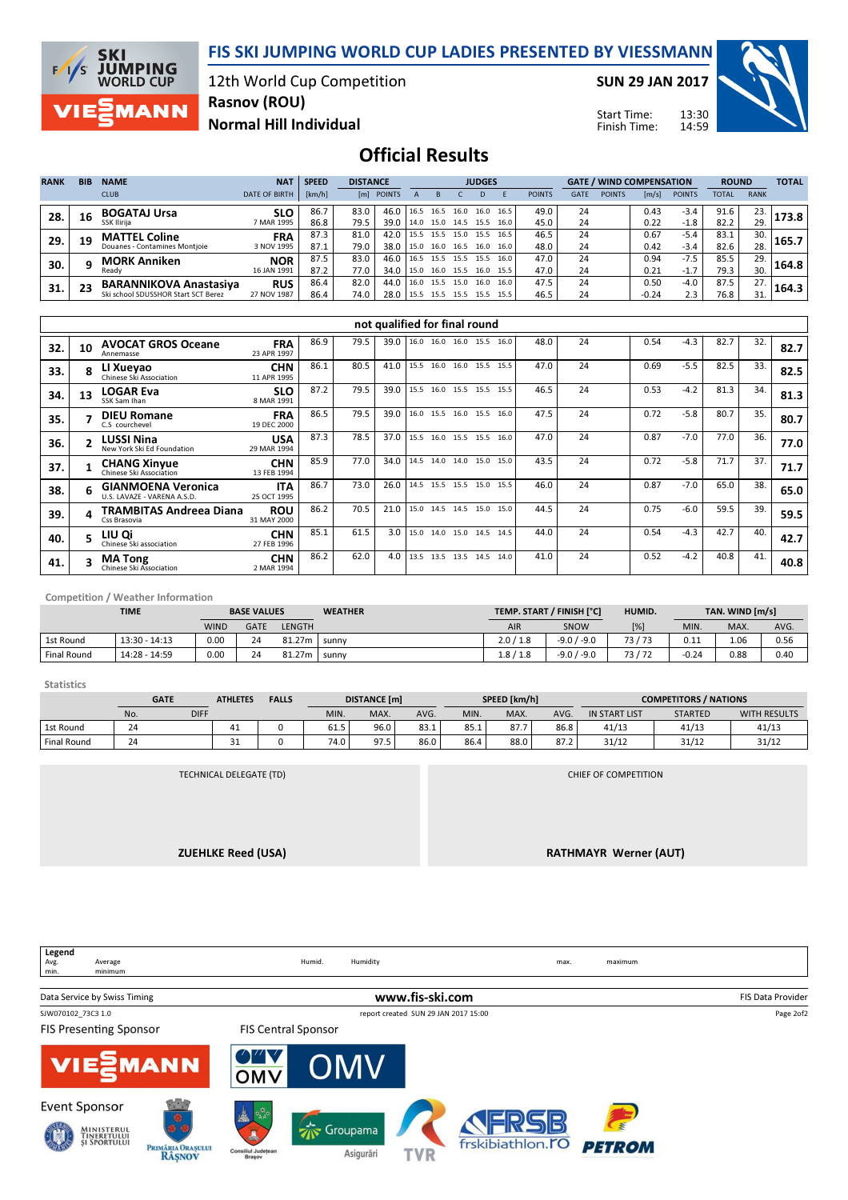# FIS SKI JUMPING WORLD CUP LADIES PRESENTED BY VIESSMANN

12th World Cup Competition
Rasnov (ROU)
Normal Hill Individual

SUN 29 JAN 2017

Start Time: 13:30
Finish Time: 14:59

## Official Results

| RANK | BIB | NAME / CLUB | NAT / DATE OF BIRTH | SPEED [km/h] | DISTANCE [m] | DISTANCE POINTS | JUDGES A | B | C | D | E | JUDGES POINTS | GATE | GATE POINTS | WIND [m/s] | WIND POINTS | ROUND TOTAL | ROUND RANK | TOTAL |
|---|---|---|---|---|---|---|---|---|---|---|---|---|---|---|---|---|---|---|---|
| 28. | 16 | BOGATAJ Ursa / SSK Ilirija | SLO / 7 MAR 1995 | 86.7 | 83.0 | 46.0 | 16.5 | 16.5 | 16.0 | 16.0 | 16.5 | 49.0 | 24 | | 0.43 | -3.4 | 91.6 | 23. | 173.8 |
| | | | | 86.8 | 79.5 | 39.0 | 14.0 | 15.0 | 14.5 | 15.5 | 16.0 | 45.0 | 24 | | 0.22 | -1.8 | 82.2 | 29. | |
| 29. | 19 | MATTEL Coline / Douanes - Contamines Montjoie | FRA / 3 NOV 1995 | 87.3 | 81.0 | 42.0 | 15.5 | 15.5 | 15.0 | 15.5 | 16.5 | 46.5 | 24 | | 0.67 | -5.4 | 83.1 | 30. | 165.7 |
| | | | | 87.1 | 79.0 | 38.0 | 15.0 | 16.0 | 16.5 | 16.0 | 16.0 | 48.0 | 24 | | 0.42 | -3.4 | 82.6 | 28. | |
| 30. | 9 | MORK Anniken / Ready | NOR / 16 JAN 1991 | 87.5 | 83.0 | 46.0 | 16.5 | 15.5 | 15.5 | 15.5 | 16.0 | 47.0 | 24 | | 0.94 | -7.5 | 85.5 | 29. | 164.8 |
| | | | | 87.2 | 77.0 | 34.0 | 15.0 | 16.0 | 15.5 | 16.0 | 15.5 | 47.0 | 24 | | 0.21 | -1.7 | 79.3 | 30. | |
| 31. | 23 | BARANNIKOVA Anastasiya / Ski school SDUSSHOR Start SCT Berez | RUS / 27 NOV 1987 | 86.4 | 82.0 | 44.0 | 16.0 | 15.5 | 15.0 | 16.0 | 16.0 | 47.5 | 24 | | 0.50 | -4.0 | 87.5 | 27. | 164.3 |
| | | | | 86.4 | 74.0 | 28.0 | 15.5 | 15.5 | 15.5 | 15.5 | 15.5 | 46.5 | 24 | | -0.24 | 2.3 | 76.8 | 31. | |

### not qualified for final round

| RANK | BIB | NAME / CLUB | NAT / DATE OF BIRTH | SPEED [km/h] | DISTANCE [m] | DISTANCE POINTS | JUDGES A | B | C | D | E | JUDGES POINTS | GATE | GATE POINTS | WIND [m/s] | WIND POINTS | ROUND TOTAL | ROUND RANK | TOTAL |
|---|---|---|---|---|---|---|---|---|---|---|---|---|---|---|---|---|---|---|---|
| 32. | 10 | AVOCAT GROS Oceane / Annemasse | FRA / 23 APR 1997 | 86.9 | 79.5 | 39.0 | 16.0 | 16.0 | 16.0 | 15.5 | 16.0 | 48.0 | 24 | | 0.54 | -4.3 | 82.7 | 32. | 82.7 |
| 33. | 8 | LI Xueyao / Chinese Ski Association | CHN / 11 APR 1995 | 86.1 | 80.5 | 41.0 | 15.5 | 16.0 | 16.0 | 15.5 | 15.5 | 47.0 | 24 | | 0.69 | -5.5 | 82.5 | 33. | 82.5 |
| 34. | 13 | LOGAR Eva / SSK Sam Ihan | SLO / 8 MAR 1991 | 87.2 | 79.5 | 39.0 | 15.5 | 16.0 | 15.5 | 15.5 | 15.5 | 46.5 | 24 | | 0.53 | -4.2 | 81.3 | 34. | 81.3 |
| 35. | 7 | DIEU Romane / C.S courchevel | FRA / 19 DEC 2000 | 86.5 | 79.5 | 39.0 | 16.0 | 15.5 | 16.0 | 15.5 | 16.0 | 47.5 | 24 | | 0.72 | -5.8 | 80.7 | 35. | 80.7 |
| 36. | 2 | LUSSI Nina / New York Ski Ed Foundation | USA / 29 MAR 1994 | 87.3 | 78.5 | 37.0 | 15.5 | 16.0 | 15.5 | 15.5 | 16.0 | 47.0 | 24 | | 0.87 | -7.0 | 77.0 | 36. | 77.0 |
| 37. | 1 | CHANG Xinyue / Chinese Ski Association | CHN / 13 FEB 1994 | 85.9 | 77.0 | 34.0 | 14.5 | 14.0 | 14.0 | 15.0 | 15.0 | 43.5 | 24 | | 0.72 | -5.8 | 71.7 | 37. | 71.7 |
| 38. | 6 | GIANMOENA Veronica / U.S. LAVAZE - VARENA A.S.D. | ITA / 25 OCT 1995 | 86.7 | 73.0 | 26.0 | 14.5 | 15.5 | 15.5 | 15.0 | 15.5 | 46.0 | 24 | | 0.87 | -7.0 | 65.0 | 38. | 65.0 |
| 39. | 4 | TRAMBITAS Andreea Diana / Css Brasovia | ROU / 31 MAY 2000 | 86.2 | 70.5 | 21.0 | 15.0 | 14.5 | 14.5 | 15.0 | 15.0 | 44.5 | 24 | | 0.75 | -6.0 | 59.5 | 39. | 59.5 |
| 40. | 5 | LIU Qi / Chinese Ski association | CHN / 27 FEB 1996 | 85.1 | 61.5 | 3.0 | 15.0 | 14.0 | 15.0 | 14.5 | 14.5 | 44.0 | 24 | | 0.54 | -4.3 | 42.7 | 40. | 42.7 |
| 41. | 3 | MA Tong / Chinese Ski Association | CHN / 2 MAR 1994 | 86.2 | 62.0 | 4.0 | 13.5 | 13.5 | 13.5 | 14.5 | 14.0 | 41.0 | 24 | | 0.52 | -4.2 | 40.8 | 41. | 40.8 |

### Competition / Weather Information

| | TIME | BASE VALUES WIND | GATE | LENGTH | WEATHER | TEMP. AIR [°C] | SNOW [°C] | HUMID. [%] | TAN. WIND MIN. [m/s] | MAX. | AVG. |
|---|---|---|---|---|---|---|---|---|---|---|---|
| 1st Round | 13:30 - 14:13 | 0.00 | 24 | 81.27m | sunny | 2.0 / 1.8 | -9.0 / -9.0 | 73 / 73 | 0.11 | 1.06 | 0.56 |
| Final Round | 14:28 - 14:59 | 0.00 | 24 | 81.27m | sunny | 1.8 / 1.8 | -9.0 / -9.0 | 73 / 72 | -0.24 | 0.88 | 0.40 |

### Statistics

| | GATE No. | DIFF | ATHLETES | FALLS | DISTANCE MIN. [m] | MAX. | AVG. | SPEED MIN. [km/h] | MAX. | AVG. | IN START LIST | STARTED | WITH RESULTS |
|---|---|---|---|---|---|---|---|---|---|---|---|---|---|
| 1st Round | 24 | | 41 | 0 | 61.5 | 96.0 | 83.1 | 85.1 | 87.7 | 86.8 | 41/13 | 41/13 | 41/13 |
| Final Round | 24 | | 31 | 0 | 74.0 | 97.5 | 86.0 | 86.4 | 88.0 | 87.2 | 31/12 | 31/12 | 31/12 |

TECHNICAL DELEGATE (TD): **ZUEHLKE Reed (USA)**

CHIEF OF COMPETITION: **RATHMAYR Werner (AUT)**

Legend: Avg. – Average; min. – minimum; Humid. – Humidity; max. – maximum

Data Service by Swiss Timing — www.fis-ski.com — FIS Data Provider

SJW070102_73C3 1.0 — report created SUN 29 JAN 2017 15:00

FIS Presenting Sponsor: VIESSMANN
FIS Central Sponsor: OMV
Event Sponsor